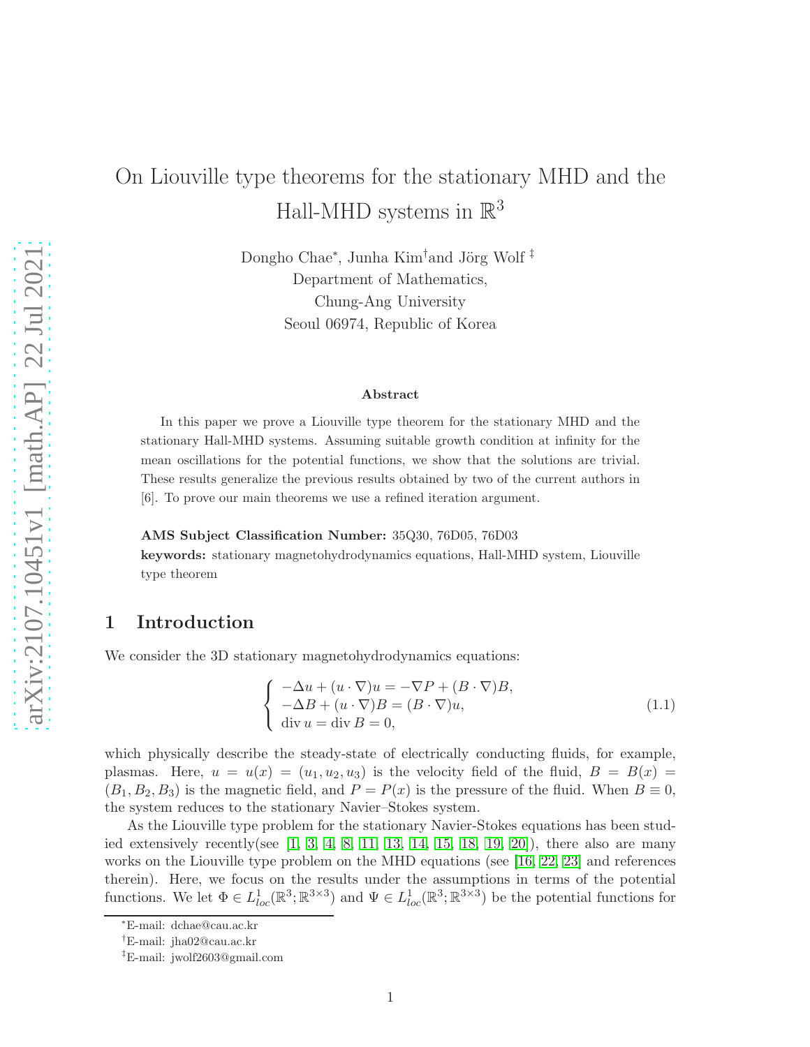# On Liouville type theorems for the stationary MHD and the Hall-MHD systems in $\mathbb{R}^3$

Dongho Chae[*], Junha Kim[†] and Jörg Wolf [‡]

Department of Mathematics,
Chung-Ang University
Seoul 06974, Republic of Korea

## Abstract

In this paper we prove a Liouville type theorem for the stationary MHD and the stationary Hall-MHD systems. Assuming suitable growth condition at infinity for the mean oscillations for the potential functions, we show that the solutions are trivial. These results generalize the previous results obtained by two of the current authors in [6]. To prove our main theorems we use a refined iteration argument.

**AMS Subject Classification Number:** 35Q30, 76D05, 76D03

**keywords:** stationary magnetohydrodynamics equations, Hall-MHD system, Liouville type theorem

## 1 Introduction

We consider the 3D stationary magnetohydrodynamics equations:

$$
\begin{cases}
-\Delta u + (u \cdot \nabla)u = -\nabla P + (B \cdot \nabla)B, \\
-\Delta B + (u \cdot \nabla)B = (B \cdot \nabla)u, \\
\operatorname{div} u = \operatorname{div} B = 0,
\end{cases}
\tag{1.1}
$$

which physically describe the steady-state of electrically conducting fluids, for example, plasmas. Here, $u = u(x) = (u_1, u_2, u_3)$ is the velocity field of the fluid, $B = B(x) = (B_1, B_2, B_3)$ is the magnetic field, and $P = P(x)$ is the pressure of the fluid. When $B \equiv 0$, the system reduces to the stationary Navier–Stokes system.

As the Liouville type problem for the stationary Navier-Stokes equations has been studied extensively recently(see [1, 3, 4, 8, 11, 13, 14, 15, 18, 19, 20]), there also are many works on the Liouville type problem on the MHD equations (see [16, 22, 23] and references therein). Here, we focus on the results under the assumptions in terms of the potential functions. We let $\Phi \in L^1_{loc}(\mathbb{R}^3; \mathbb{R}^{3\times 3})$ and $\Psi \in L^1_{loc}(\mathbb{R}^3; \mathbb{R}^{3\times 3})$ be the potential functions for

---

[*] E-mail: dchae@cau.ac.kr

[†] E-mail: jha02@cau.ac.kr

[‡] E-mail: jwolf2603@gmail.com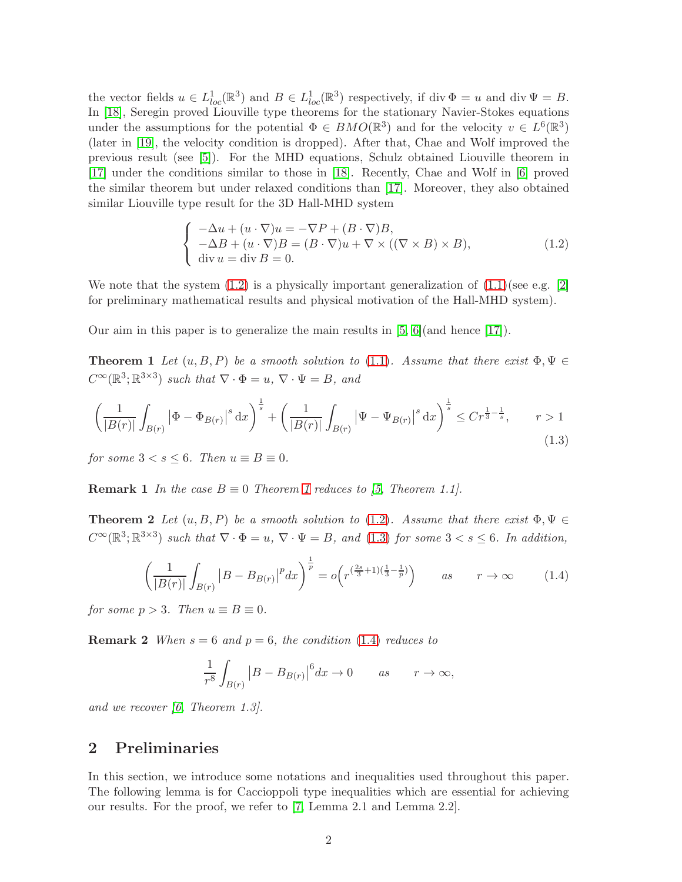the vector fields $u \in L^1_{loc}(\mathbb{R}^3)$ and $B \in L^1_{loc}(\mathbb{R}^3)$ respectively, if $\operatorname{div}\Phi = u$ and $\operatorname{div}\Psi = B$. In [18], Seregin proved Liouville type theorems for the stationary Navier-Stokes equations under the assumptions for the potential $\Phi \in BMO(\mathbb{R}^3)$ and for the velocity $v \in L^6(\mathbb{R}^3)$ (later in [19], the velocity condition is dropped). After that, Chae and Wolf improved the previous result (see [5]). For the MHD equations, Schulz obtained Liouville theorem in [17] under the conditions similar to those in [18]. Recently, Chae and Wolf in [6] proved the similar theorem but under relaxed conditions than [17]. Moreover, they also obtained similar Liouville type result for the 3D Hall-MHD system

$$
\begin{cases}
-\Delta u + (u\cdot\nabla)u = -\nabla P + (B\cdot\nabla)B,\\
-\Delta B + (u\cdot\nabla)B = (B\cdot\nabla)u + \nabla\times((\nabla\times B)\times B),\\
\operatorname{div} u = \operatorname{div} B = 0.
\end{cases}
\tag{1.2}
$$

We note that the system (1.2) is a physically important generalization of (1.1)(see e.g. [2] for preliminary mathematical results and physical motivation of the Hall-MHD system).

Our aim in this paper is to generalize the main results in [5, 6](and hence [17]).

**Theorem 1** *Let $(u, B, P)$ be a smooth solution to (1.1). Assume that there exist $\Phi, \Psi \in C^\infty(\mathbb{R}^3; \mathbb{R}^{3\times 3})$ such that $\nabla\cdot\Phi = u$, $\nabla\cdot\Psi = B$, and*

$$
\left(\frac{1}{|B(r)|}\int_{B(r)} \left|\Phi - \Phi_{B(r)}\right|^s \mathrm{d}x\right)^{\frac{1}{s}} + \left(\frac{1}{|B(r)|}\int_{B(r)} \left|\Psi - \Psi_{B(r)}\right|^s \mathrm{d}x\right)^{\frac{1}{s}} \le C r^{\frac{1}{3}-\frac{1}{s}}, \qquad r > 1
\tag{1.3}
$$

*for some $3 < s \le 6$. Then $u \equiv B \equiv 0$.*

**Remark 1** *In the case $B \equiv 0$ Theorem 1 reduces to [5, Theorem 1.1].*

**Theorem 2** *Let $(u, B, P)$ be a smooth solution to (1.2). Assume that there exist $\Phi, \Psi \in C^\infty(\mathbb{R}^3; \mathbb{R}^{3\times 3})$ such that $\nabla\cdot\Phi = u$, $\nabla\cdot\Psi = B$, and (1.3) for some $3 < s \le 6$. In addition,*

$$
\left(\frac{1}{|B(r)|}\int_{B(r)} \left|B - B_{B(r)}\right|^p dx\right)^{\frac{1}{p}} = o\left(r^{(\frac{2s}{3}+1)(\frac{1}{3}-\frac{1}{p})}\right) \qquad as \qquad r\to\infty
\tag{1.4}
$$

*for some $p > 3$. Then $u \equiv B \equiv 0$.*

**Remark 2** *When $s = 6$ and $p = 6$, the condition (1.4) reduces to*

$$
\frac{1}{r^8}\int_{B(r)} \left|B - B_{B(r)}\right|^6 dx \to 0 \qquad as \qquad r\to\infty,
$$

*and we recover [6, Theorem 1.3].*

## 2 Preliminaries

In this section, we introduce some notations and inequalities used throughout this paper. The following lemma is for Caccioppoli type inequalities which are essential for achieving our results. For the proof, we refer to [7, Lemma 2.1 and Lemma 2.2].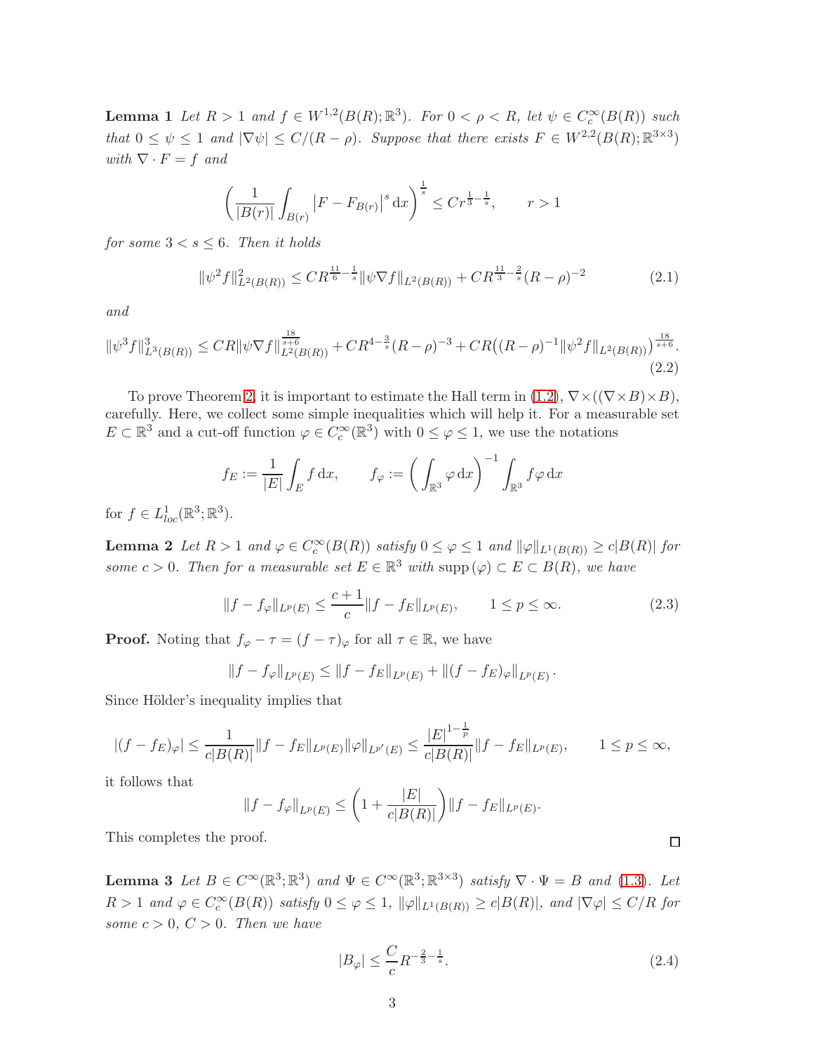**Lemma 1** *Let $R > 1$ and $f \in W^{1,2}(B(R);\mathbb{R}^3)$. For $0 < \rho < R$, let $\psi \in C_c^\infty(B(R))$ such that $0 \le \psi \le 1$ and $|\nabla \psi| \le C/(R-\rho)$. Suppose that there exists $F \in W^{2,2}(B(R);\mathbb{R}^{3\times 3})$ with $\nabla \cdot F = f$ and*

$$\left( \frac{1}{|B(r)|} \int_{B(r)} \left| F - F_{B(r)} \right|^s \mathrm{d}x \right)^{\frac{1}{s}} \le C r^{\frac{1}{3}-\frac{1}{s}}, \qquad r > 1$$

*for some $3 < s \le 6$. Then it holds*

$$\|\psi^2 f\|^2_{L^2(B(R))} \le C R^{\frac{11}{6}-\frac{1}{s}} \|\psi \nabla f\|_{L^2(B(R))} + C R^{\frac{11}{3}-\frac{2}{s}} (R-\rho)^{-2} \tag{2.1}$$

*and*

$$\|\psi^3 f\|^3_{L^3(B(R))} \le C R \|\psi \nabla f\|^{\frac{18}{s+6}}_{L^2(B(R))} + C R^{4-\frac{3}{s}} (R-\rho)^{-3} + C R \big( (R-\rho)^{-1} \|\psi^2 f\|_{L^2(B(R))} \big)^{\frac{18}{s+6}}. \tag{2.2}$$

To prove Theorem 2, it is important to estimate the Hall term in (1.2), $\nabla \times ((\nabla \times B) \times B)$, carefully. Here, we collect some simple inequalities which will help it. For a measurable set $E \subset \mathbb{R}^3$ and a cut-off function $\varphi \in C_c^\infty(\mathbb{R}^3)$ with $0 \le \varphi \le 1$, we use the notations

$$f_E := \frac{1}{|E|} \int_E f \, \mathrm{d}x, \qquad f_\varphi := \left( \int_{\mathbb{R}^3} \varphi \, \mathrm{d}x \right)^{-1} \int_{\mathbb{R}^3} f \varphi \, \mathrm{d}x$$

for $f \in L^1_{loc}(\mathbb{R}^3;\mathbb{R}^3)$.

**Lemma 2** *Let $R > 1$ and $\varphi \in C_c^\infty(B(R))$ satisfy $0 \le \varphi \le 1$ and $\|\varphi\|_{L^1(B(R))} \ge c|B(R)|$ for some $c > 0$. Then for a measurable set $E \in \mathbb{R}^3$ with $\operatorname{supp}(\varphi) \subset E \subset B(R)$, we have*

$$\|f - f_\varphi\|_{L^p(E)} \le \frac{c+1}{c} \|f - f_E\|_{L^p(E)}, \qquad 1 \le p \le \infty. \tag{2.3}$$

**Proof.** Noting that $f_\varphi - \tau = (f - \tau)_\varphi$ for all $\tau \in \mathbb{R}$, we have

$$\|f - f_\varphi\|_{L^p(E)} \le \|f - f_E\|_{L^p(E)} + \|(f - f_E)_\varphi\|_{L^p(E)}.$$

Since Hölder's inequality implies that

$$|(f - f_E)_\varphi| \le \frac{1}{c|B(R)|} \|f - f_E\|_{L^p(E)} \|\varphi\|_{L^{p'}(E)} \le \frac{|E|^{1-\frac{1}{p}}}{c|B(R)|} \|f - f_E\|_{L^p(E)}, \qquad 1 \le p \le \infty,$$

it follows that

$$\|f - f_\varphi\|_{L^p(E)} \le \left( 1 + \frac{|E|}{c|B(R)|} \right) \|f - f_E\|_{L^p(E)}.$$

This completes the proof. □

**Lemma 3** *Let $B \in C^\infty(\mathbb{R}^3;\mathbb{R}^3)$ and $\Psi \in C^\infty(\mathbb{R}^3;\mathbb{R}^{3\times 3})$ satisfy $\nabla \cdot \Psi = B$ and (1.3). Let $R > 1$ and $\varphi \in C_c^\infty(B(R))$ satisfy $0 \le \varphi \le 1$, $\|\varphi\|_{L^1(B(R))} \ge c|B(R)|$, and $|\nabla \varphi| \le C/R$ for some $c > 0$, $C > 0$. Then we have*

$$|B_\varphi| \le \frac{C}{c} R^{-\frac{2}{3}-\frac{1}{s}}. \tag{2.4}$$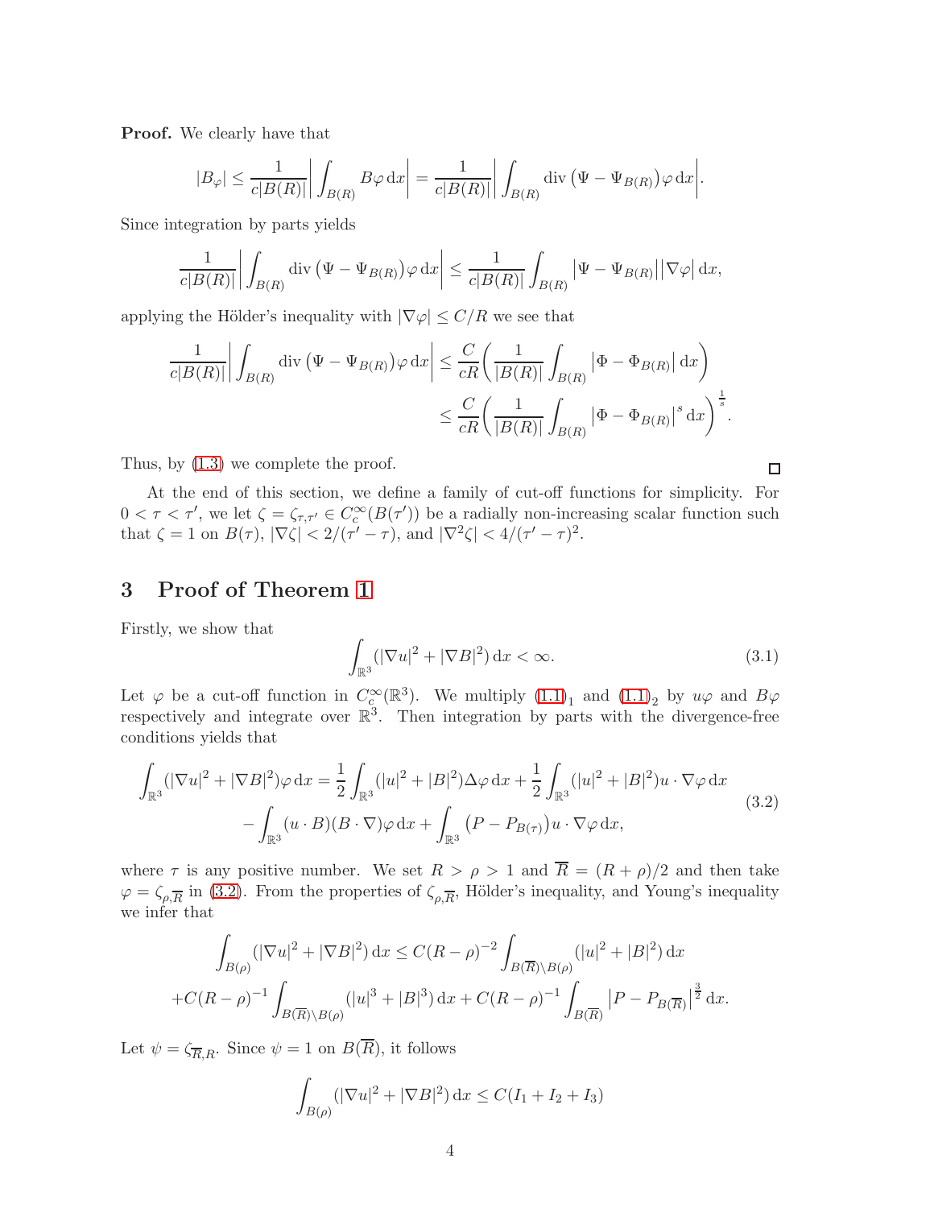**Proof.** We clearly have that

$$|B_\varphi| \le \frac{1}{c|B(R)|}\bigg|\int_{B(R)} B\varphi \,\mathrm{d}x\bigg| = \frac{1}{c|B(R)|}\bigg|\int_{B(R)} \operatorname{div}\big(\Psi - \Psi_{B(R)}\big)\varphi\,\mathrm{d}x\bigg|.$$

Since integration by parts yields

$$\frac{1}{c|B(R)|}\bigg|\int_{B(R)} \operatorname{div}\big(\Psi - \Psi_{B(R)}\big)\varphi\,\mathrm{d}x\bigg| \le \frac{1}{c|B(R)|}\int_{B(R)} \big|\Psi - \Psi_{B(R)}\big|\big|\nabla\varphi\big|\,\mathrm{d}x,$$

applying the Hölder's inequality with $|\nabla\varphi| \le C/R$ we see that

$$\begin{aligned}
\frac{1}{c|B(R)|}\bigg|\int_{B(R)} \operatorname{div}\big(\Psi - \Psi_{B(R)}\big)\varphi\,\mathrm{d}x\bigg| &\le \frac{C}{cR}\bigg(\frac{1}{|B(R)|}\int_{B(R)} \big|\Phi - \Phi_{B(R)}\big|\,\mathrm{d}x\bigg) \\
&\le \frac{C}{cR}\bigg(\frac{1}{|B(R)|}\int_{B(R)} \big|\Phi - \Phi_{B(R)}\big|^s\,\mathrm{d}x\bigg)^{\frac{1}{s}}.
\end{aligned}$$

Thus, by (1.3) we complete the proof. $\square$

At the end of this section, we define a family of cut-off functions for simplicity. For $0 < \tau < \tau'$, we let $\zeta = \zeta_{\tau,\tau'} \in C_c^\infty(B(\tau'))$ be a radially non-increasing scalar function such that $\zeta = 1$ on $B(\tau)$, $|\nabla\zeta| < 2/(\tau' - \tau)$, and $|\nabla^2\zeta| < 4/(\tau' - \tau)^2$.

## 3 Proof of Theorem 1

Firstly, we show that

$$\int_{\mathbb{R}^3} (|\nabla u|^2 + |\nabla B|^2)\,\mathrm{d}x < \infty. \tag{3.1}$$

Let $\varphi$ be a cut-off function in $C_c^\infty(\mathbb{R}^3)$. We multiply $(1.1)_1$ and $(1.1)_2$ by $u\varphi$ and $B\varphi$ respectively and integrate over $\mathbb{R}^3$. Then integration by parts with the divergence-free conditions yields that

$$\begin{aligned}
\int_{\mathbb{R}^3} (|\nabla u|^2 + |\nabla B|^2)\varphi\,\mathrm{d}x &= \frac{1}{2}\int_{\mathbb{R}^3} (|u|^2 + |B|^2)\Delta\varphi\,\mathrm{d}x + \frac{1}{2}\int_{\mathbb{R}^3} (|u|^2 + |B|^2)u\cdot\nabla\varphi\,\mathrm{d}x \\
&\quad - \int_{\mathbb{R}^3} (u\cdot B)(B\cdot\nabla)\varphi\,\mathrm{d}x + \int_{\mathbb{R}^3} \big(P - P_{B(\tau)}\big)u\cdot\nabla\varphi\,\mathrm{d}x,
\end{aligned} \tag{3.2}$$

where $\tau$ is any positive number. We set $R > \rho > 1$ and $\overline{R} = (R+\rho)/2$ and then take $\varphi = \zeta_{\rho,\overline{R}}$ in (3.2). From the properties of $\zeta_{\rho,\overline{R}}$, Hölder's inequality, and Young's inequality we infer that

$$\begin{aligned}
\int_{B(\rho)} (|\nabla u|^2 + |\nabla B|^2)\,\mathrm{d}x &\le C(R-\rho)^{-2}\int_{B(\overline{R})\setminus B(\rho)} (|u|^2 + |B|^2)\,\mathrm{d}x \\
+C(R-\rho)^{-1}\int_{B(\overline{R})\setminus B(\rho)} &(|u|^3 + |B|^3)\,\mathrm{d}x + C(R-\rho)^{-1}\int_{B(\overline{R})} \big|P - P_{B(\overline{R})}\big|^{\frac{3}{2}}\,\mathrm{d}x.
\end{aligned}$$

Let $\psi = \zeta_{\overline{R},R}$. Since $\psi = 1$ on $B(\overline{R})$, it follows

$$\int_{B(\rho)} (|\nabla u|^2 + |\nabla B|^2)\,\mathrm{d}x \le C(I_1 + I_2 + I_3)$$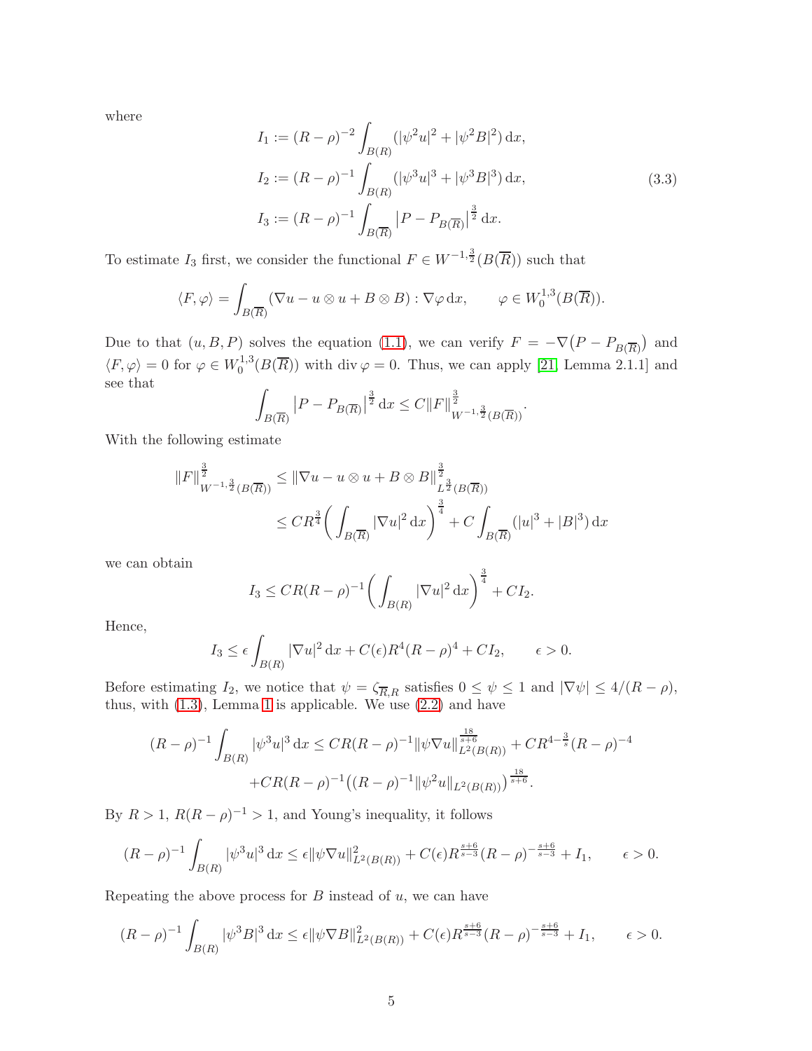where

$$
\begin{aligned}
I_1 &:= (R-\rho)^{-2}\int_{B(R)} (|\psi^2 u|^2 + |\psi^2 B|^2)\,\mathrm{d}x,\\
I_2 &:= (R-\rho)^{-1}\int_{B(R)} (|\psi^3 u|^3 + |\psi^3 B|^3)\,\mathrm{d}x,\\
I_3 &:= (R-\rho)^{-1}\int_{B(\overline{R})} \big|P - P_{B(\overline{R})}\big|^{\frac{3}{2}}\,\mathrm{d}x.
\end{aligned}
\tag{3.3}
$$

To estimate $I_3$ first, we consider the functional $F \in W^{-1,\frac{3}{2}}(B(\overline{R}))$ such that

$$
\langle F, \varphi\rangle = \int_{B(\overline{R})} (\nabla u - u\otimes u + B\otimes B) : \nabla\varphi\,\mathrm{d}x, \qquad \varphi \in W_0^{1,3}(B(\overline{R})).
$$

Due to that $(u, B, P)$ solves the equation (1.1), we can verify $F = -\nabla\big(P - P_{B(\overline{R})}\big)$ and $\langle F, \varphi\rangle = 0$ for $\varphi \in W_0^{1,3}(B(\overline{R}))$ with $\operatorname{div}\varphi = 0$. Thus, we can apply [21, Lemma 2.1.1] and see that

$$
\int_{B(\overline{R})} \big|P - P_{B(\overline{R})}\big|^{\frac{3}{2}}\,\mathrm{d}x \le C\|F\|^{\frac{3}{2}}_{W^{-1,\frac{3}{2}}(B(\overline{R}))}.
$$

With the following estimate

$$
\begin{aligned}
\|F\|^{\frac{3}{2}}_{W^{-1,\frac{3}{2}}(B(\overline{R}))} &\le \|\nabla u - u\otimes u + B\otimes B\|^{\frac{3}{2}}_{L^{\frac{3}{2}}(B(\overline{R}))}\\
&\le CR^{\frac{3}{4}}\bigg(\int_{B(\overline{R})} |\nabla u|^2\,\mathrm{d}x\bigg)^{\frac{3}{4}} + C\int_{B(\overline{R})} (|u|^3 + |B|^3)\,\mathrm{d}x
\end{aligned}
$$

we can obtain

$$
I_3 \le CR(R-\rho)^{-1}\bigg(\int_{B(R)} |\nabla u|^2\,\mathrm{d}x\bigg)^{\frac{3}{4}} + CI_2.
$$

Hence,

$$
I_3 \le \epsilon\int_{B(R)} |\nabla u|^2\,\mathrm{d}x + C(\epsilon)R^4(R-\rho)^4 + CI_2, \qquad \epsilon > 0.
$$

Before estimating $I_2$, we notice that $\psi = \zeta_{\overline{R},R}$ satisfies $0 \le \psi \le 1$ and $|\nabla\psi| \le 4/(R-\rho)$, thus, with (1.3), Lemma 1 is applicable. We use (2.2) and have

$$
\begin{aligned}
(R-\rho)^{-1}\int_{B(R)} |\psi^3 u|^3\,\mathrm{d}x \le\;& CR(R-\rho)^{-1}\|\psi\nabla u\|^{\frac{18}{s+6}}_{L^2(B(R))} + CR^{4-\frac{3}{s}}(R-\rho)^{-4}\\
&+CR(R-\rho)^{-1}\big((R-\rho)^{-1}\|\psi^2 u\|_{L^2(B(R))}\big)^{\frac{18}{s+6}}.
\end{aligned}
$$

By $R > 1$, $R(R-\rho)^{-1} > 1$, and Young's inequality, it follows

$$
(R-\rho)^{-1}\int_{B(R)} |\psi^3 u|^3\,\mathrm{d}x \le \epsilon\|\psi\nabla u\|^2_{L^2(B(R))} + C(\epsilon)R^{\frac{s+6}{s-3}}(R-\rho)^{-\frac{s+6}{s-3}} + I_1, \qquad \epsilon > 0.
$$

Repeating the above process for $B$ instead of $u$, we can have

$$
(R-\rho)^{-1}\int_{B(R)} |\psi^3 B|^3\,\mathrm{d}x \le \epsilon\|\psi\nabla B\|^2_{L^2(B(R))} + C(\epsilon)R^{\frac{s+6}{s-3}}(R-\rho)^{-\frac{s+6}{s-3}} + I_1, \qquad \epsilon > 0.
$$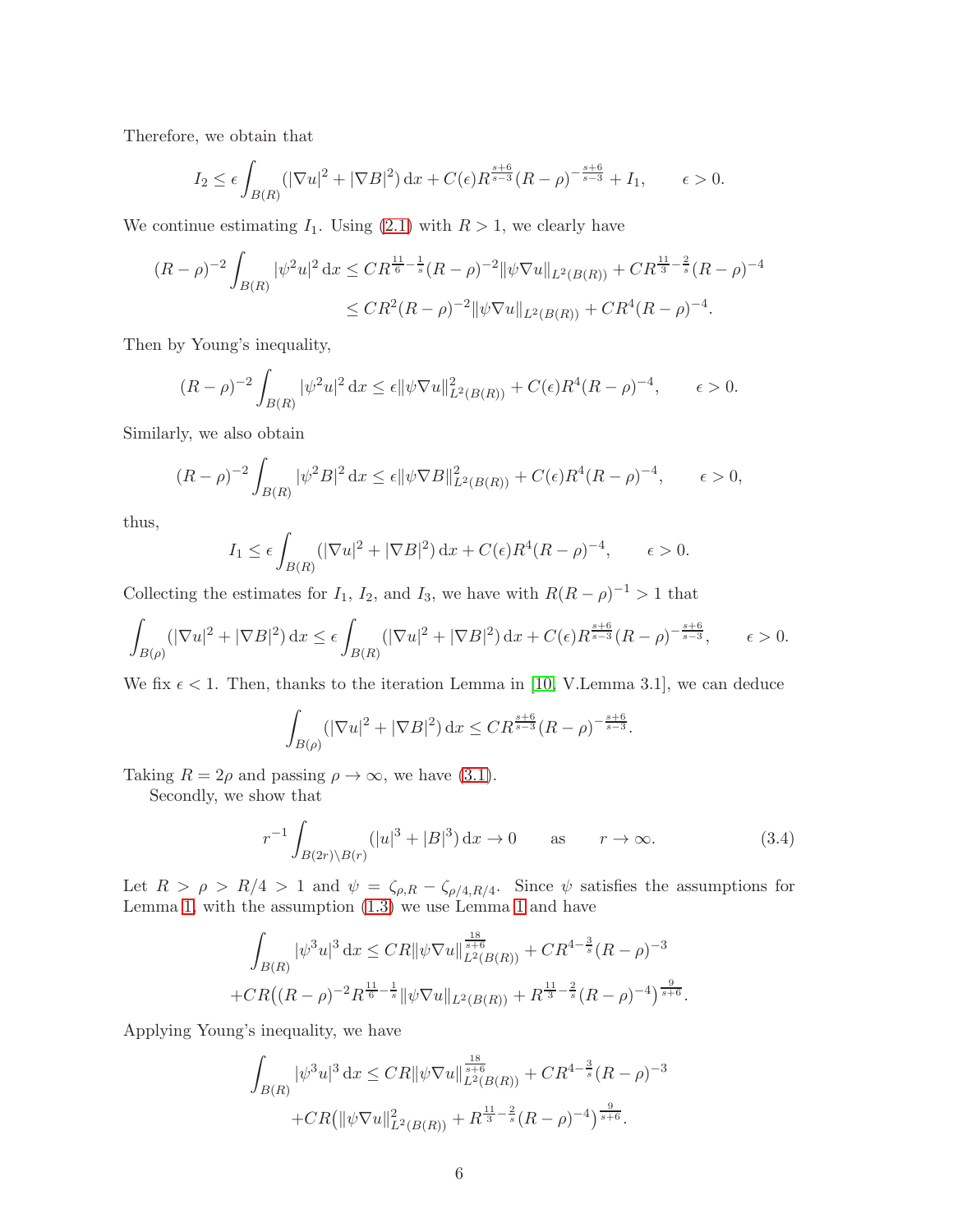Therefore, we obtain that

$$I_2 \le \epsilon \int_{B(R)} (|\nabla u|^2 + |\nabla B|^2)\,\mathrm{d}x + C(\epsilon) R^{\frac{s+6}{s-3}} (R-\rho)^{-\frac{s+6}{s-3}} + I_1, \qquad \epsilon > 0.$$

We continue estimating $I_1$. Using (2.1) with $R > 1$, we clearly have

$$\begin{aligned}(R-\rho)^{-2} \int_{B(R)} |\psi^2 u|^2\,\mathrm{d}x &\le C R^{\frac{11}{6}-\frac{1}{s}} (R-\rho)^{-2} \|\psi \nabla u\|_{L^2(B(R))} + C R^{\frac{11}{3}-\frac{2}{s}} (R-\rho)^{-4} \\ &\le C R^2 (R-\rho)^{-2} \|\psi \nabla u\|_{L^2(B(R))} + C R^4 (R-\rho)^{-4}.\end{aligned}$$

Then by Young's inequality,

$$(R-\rho)^{-2} \int_{B(R)} |\psi^2 u|^2\,\mathrm{d}x \le \epsilon \|\psi \nabla u\|^2_{L^2(B(R))} + C(\epsilon) R^4 (R-\rho)^{-4}, \qquad \epsilon > 0.$$

Similarly, we also obtain

$$(R-\rho)^{-2} \int_{B(R)} |\psi^2 B|^2\,\mathrm{d}x \le \epsilon \|\psi \nabla B\|^2_{L^2(B(R))} + C(\epsilon) R^4 (R-\rho)^{-4}, \qquad \epsilon > 0,$$

thus,

$$I_1 \le \epsilon \int_{B(R)} (|\nabla u|^2 + |\nabla B|^2)\,\mathrm{d}x + C(\epsilon) R^4 (R-\rho)^{-4}, \qquad \epsilon > 0.$$

Collecting the estimates for $I_1$, $I_2$, and $I_3$, we have with $R(R-\rho)^{-1} > 1$ that

$$\int_{B(\rho)} (|\nabla u|^2 + |\nabla B|^2)\,\mathrm{d}x \le \epsilon \int_{B(R)} (|\nabla u|^2 + |\nabla B|^2)\,\mathrm{d}x + C(\epsilon) R^{\frac{s+6}{s-3}} (R-\rho)^{-\frac{s+6}{s-3}}, \qquad \epsilon > 0.$$

We fix $\epsilon < 1$. Then, thanks to the iteration Lemma in [10, V.Lemma 3.1], we can deduce

$$\int_{B(\rho)} (|\nabla u|^2 + |\nabla B|^2)\,\mathrm{d}x \le C R^{\frac{s+6}{s-3}} (R-\rho)^{-\frac{s+6}{s-3}}.$$

Taking $R = 2\rho$ and passing $\rho \to \infty$, we have (3.1).

Secondly, we show that

$$r^{-1} \int_{B(2r)\setminus B(r)} (|u|^3 + |B|^3)\,\mathrm{d}x \to 0 \qquad \text{as} \qquad r \to \infty. \tag{3.4}$$

Let $R > \rho > R/4 > 1$ and $\psi = \zeta_{\rho,R} - \zeta_{\rho/4,R/4}$. Since $\psi$ satisfies the assumptions for Lemma 1, with the assumption (1.3) we use Lemma 1 and have

$$\begin{aligned}\int_{B(R)} |\psi^3 u|^3\,\mathrm{d}x &\le C R \|\psi \nabla u\|^{\frac{18}{s+6}}_{L^2(B(R))} + C R^{4-\frac{3}{s}} (R-\rho)^{-3} \\ &+ C R \big( (R-\rho)^{-2} R^{\frac{11}{6}-\frac{1}{s}} \|\psi \nabla u\|_{L^2(B(R))} + R^{\frac{11}{3}-\frac{2}{s}} (R-\rho)^{-4} \big)^{\frac{9}{s+6}}.\end{aligned}$$

Applying Young's inequality, we have

$$\begin{aligned}\int_{B(R)} |\psi^3 u|^3\,\mathrm{d}x &\le C R \|\psi \nabla u\|^{\frac{18}{s+6}}_{L^2(B(R))} + C R^{4-\frac{3}{s}} (R-\rho)^{-3} \\ &+ C R \big( \|\psi \nabla u\|^2_{L^2(B(R))} + R^{\frac{11}{3}-\frac{2}{s}} (R-\rho)^{-4} \big)^{\frac{9}{s+6}}.\end{aligned}$$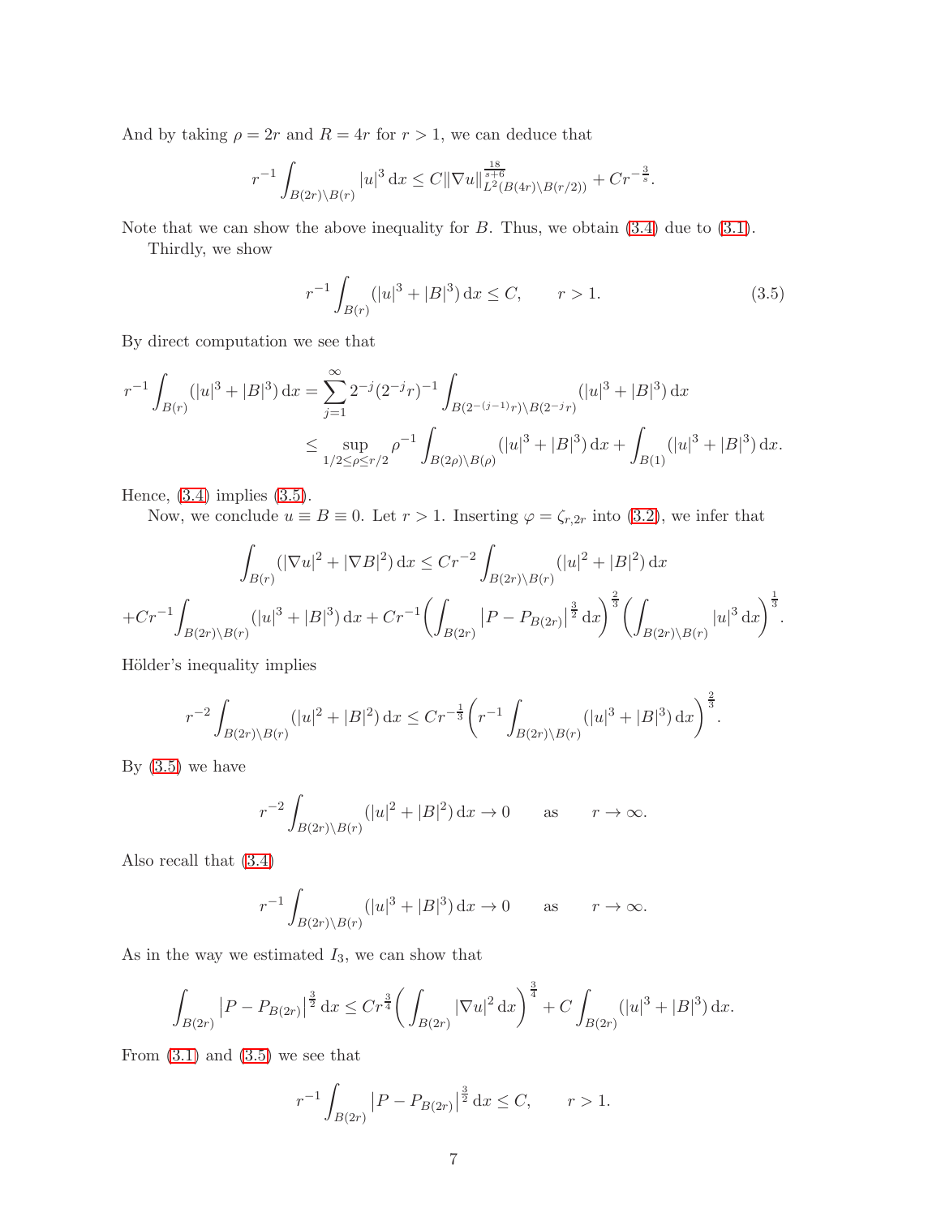And by taking $\rho = 2r$ and $R = 4r$ for $r > 1$, we can deduce that

$$r^{-1}\int_{B(2r)\setminus B(r)} |u|^3 \,\mathrm{d}x \le C\|\nabla u\|_{L^2(B(4r)\setminus B(r/2))}^{\frac{18}{s+6}} + Cr^{-\frac{3}{s}}.$$

Note that we can show the above inequality for $B$. Thus, we obtain (3.4) due to (3.1).

Thirdly, we show

$$r^{-1}\int_{B(r)} (|u|^3 + |B|^3)\,\mathrm{d}x \le C, \qquad r > 1. \tag{3.5}$$

By direct computation we see that

$$\begin{aligned}
r^{-1}\int_{B(r)} (|u|^3 + |B|^3)\,\mathrm{d}x &= \sum_{j=1}^{\infty} 2^{-j}(2^{-j}r)^{-1}\int_{B(2^{-(j-1)}r)\setminus B(2^{-j}r)} (|u|^3 + |B|^3)\,\mathrm{d}x \\
&\le \sup_{1/2\le\rho\le r/2} \rho^{-1}\int_{B(2\rho)\setminus B(\rho)} (|u|^3 + |B|^3)\,\mathrm{d}x + \int_{B(1)} (|u|^3 + |B|^3)\,\mathrm{d}x.
\end{aligned}$$

Hence, (3.4) implies (3.5).

Now, we conclude $u \equiv B \equiv 0$. Let $r > 1$. Inserting $\varphi = \zeta_{r,2r}$ into (3.2), we infer that

$$\begin{aligned}
\int_{B(r)} (|\nabla u|^2 + |\nabla B|^2)\,\mathrm{d}x &\le Cr^{-2}\int_{B(2r)\setminus B(r)} (|u|^2 + |B|^2)\,\mathrm{d}x \\
+Cr^{-1}\int_{B(2r)\setminus B(r)} (|u|^3 + |B|^3)\,\mathrm{d}x &+ Cr^{-1}\bigg(\int_{B(2r)} \big|P - P_{B(2r)}\big|^{\frac{3}{2}}\,\mathrm{d}x\bigg)^{\frac{2}{3}}\bigg(\int_{B(2r)\setminus B(r)} |u|^3\,\mathrm{d}x\bigg)^{\frac{1}{3}}.
\end{aligned}$$

Hölder's inequality implies

$$r^{-2}\int_{B(2r)\setminus B(r)} (|u|^2 + |B|^2)\,\mathrm{d}x \le Cr^{-\frac{1}{3}}\bigg(r^{-1}\int_{B(2r)\setminus B(r)} (|u|^3 + |B|^3)\,\mathrm{d}x\bigg)^{\frac{2}{3}}.$$

By (3.5) we have

$$r^{-2}\int_{B(2r)\setminus B(r)} (|u|^2 + |B|^2)\,\mathrm{d}x \to 0 \qquad \text{as} \qquad r \to \infty.$$

Also recall that (3.4)

$$r^{-1}\int_{B(2r)\setminus B(r)} (|u|^3 + |B|^3)\,\mathrm{d}x \to 0 \qquad \text{as} \qquad r \to \infty.$$

As in the way we estimated $I_3$, we can show that

$$\int_{B(2r)} \big|P - P_{B(2r)}\big|^{\frac{3}{2}}\,\mathrm{d}x \le Cr^{\frac{3}{4}}\bigg(\int_{B(2r)} |\nabla u|^2\,\mathrm{d}x\bigg)^{\frac{3}{4}} + C\int_{B(2r)} (|u|^3 + |B|^3)\,\mathrm{d}x.$$

From (3.1) and (3.5) we see that

$$r^{-1}\int_{B(2r)} \big|P - P_{B(2r)}\big|^{\frac{3}{2}}\,\mathrm{d}x \le C, \qquad r > 1.$$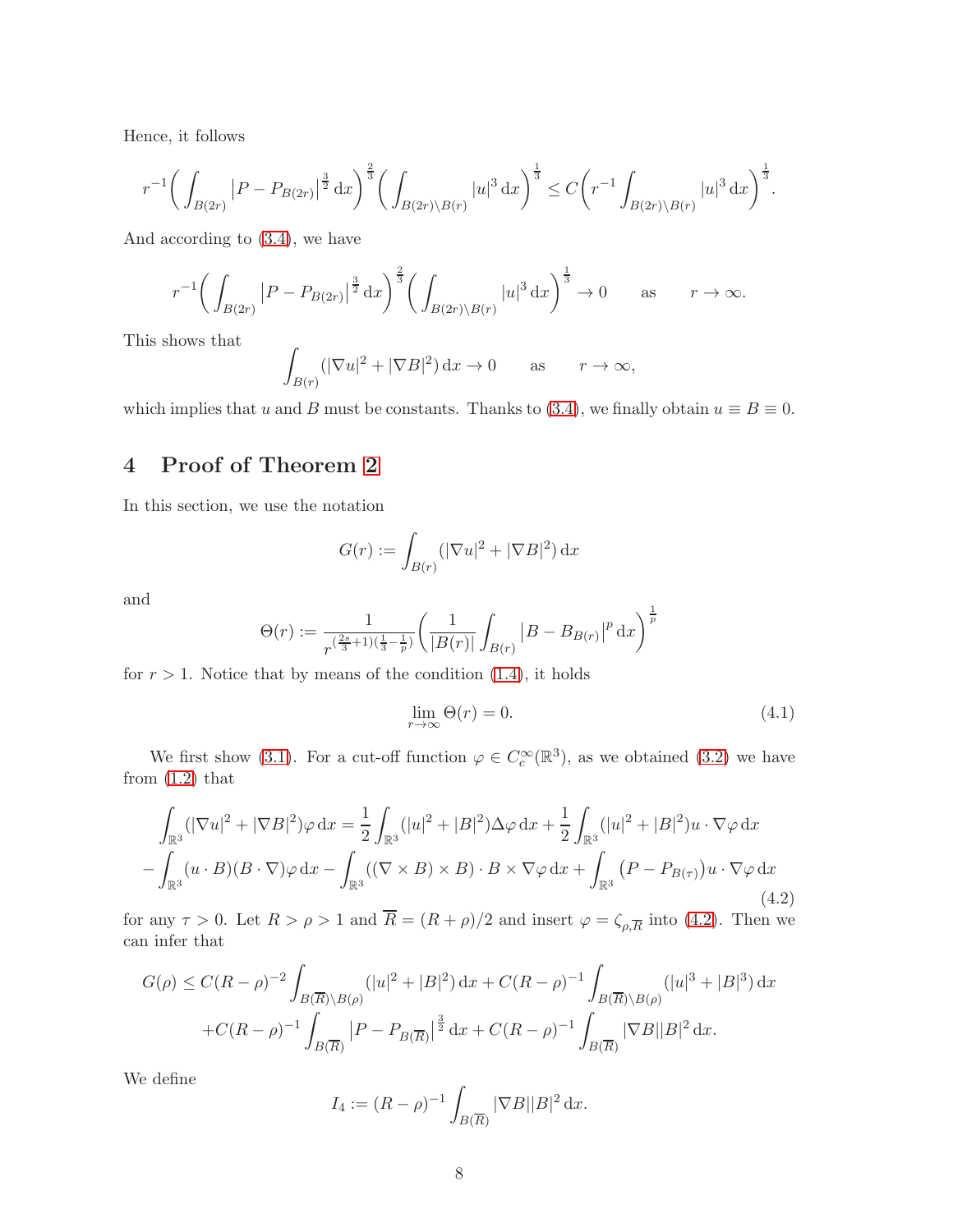Hence, it follows

$$
r^{-1}\bigg(\int_{B(2r)}\big|P-P_{B(2r)}\big|^{\frac{3}{2}}\,\mathrm{d}x\bigg)^{\frac{2}{3}}\bigg(\int_{B(2r)\setminus B(r)}|u|^3\,\mathrm{d}x\bigg)^{\frac{1}{3}}\le C\bigg(r^{-1}\int_{B(2r)\setminus B(r)}|u|^3\,\mathrm{d}x\bigg)^{\frac{1}{3}}.
$$

And according to (3.4), we have

$$
r^{-1}\bigg(\int_{B(2r)}\big|P-P_{B(2r)}\big|^{\frac{3}{2}}\,\mathrm{d}x\bigg)^{\frac{2}{3}}\bigg(\int_{B(2r)\setminus B(r)}|u|^3\,\mathrm{d}x\bigg)^{\frac{1}{3}}\to 0\qquad\text{as}\qquad r\to\infty.
$$

This shows that

$$
\int_{B(r)}(|\nabla u|^2+|\nabla B|^2)\,\mathrm{d}x\to 0\qquad\text{as}\qquad r\to\infty,
$$

which implies that $u$ and $B$ must be constants. Thanks to (3.4), we finally obtain $u\equiv B\equiv 0$.

# 4 Proof of Theorem 2

In this section, we use the notation

$$
G(r):=\int_{B(r)}(|\nabla u|^2+|\nabla B|^2)\,\mathrm{d}x
$$

and

$$
\Theta(r):=\frac{1}{r^{(\frac{2s}{3}+1)(\frac{1}{3}-\frac{1}{p})}}\bigg(\frac{1}{|B(r)|}\int_{B(r)}\big|B-B_{B(r)}\big|^p\,\mathrm{d}x\bigg)^{\frac{1}{p}}
$$

for $r>1$. Notice that by means of the condition (1.4), it holds

$$
\lim_{r\to\infty}\Theta(r)=0. \tag{4.1}
$$

We first show (3.1). For a cut-off function $\varphi\in C_c^\infty(\mathbb{R}^3)$, as we obtained (3.2) we have from (1.2) that

$$
\begin{aligned}
\int_{\mathbb{R}^3}(|\nabla u|^2+|\nabla B|^2)\varphi\,\mathrm{d}x&=\frac{1}{2}\int_{\mathbb{R}^3}(|u|^2+|B|^2)\Delta\varphi\,\mathrm{d}x+\frac{1}{2}\int_{\mathbb{R}^3}(|u|^2+|B|^2)u\cdot\nabla\varphi\,\mathrm{d}x\\
-\int_{\mathbb{R}^3}(u\cdot B)(B\cdot\nabla)\varphi\,\mathrm{d}x&-\int_{\mathbb{R}^3}((\nabla\times B)\times B)\cdot B\times\nabla\varphi\,\mathrm{d}x+\int_{\mathbb{R}^3}\big(P-P_{B(\tau)}\big)u\cdot\nabla\varphi\,\mathrm{d}x
\end{aligned} \tag{4.2}
$$

for any $\tau>0$. Let $R>\rho>1$ and $\overline{R}=(R+\rho)/2$ and insert $\varphi=\zeta_{\rho,\overline{R}}$ into (4.2). Then we can infer that

$$
\begin{aligned}
G(\rho)\le{}& C(R-\rho)^{-2}\int_{B(\overline{R})\setminus B(\rho)}(|u|^2+|B|^2)\,\mathrm{d}x+C(R-\rho)^{-1}\int_{B(\overline{R})\setminus B(\rho)}(|u|^3+|B|^3)\,\mathrm{d}x\\
&+C(R-\rho)^{-1}\int_{B(\overline{R})}\big|P-P_{B(\overline{R})}\big|^{\frac{3}{2}}\,\mathrm{d}x+C(R-\rho)^{-1}\int_{B(\overline{R})}|\nabla B||B|^2\,\mathrm{d}x.
\end{aligned}
$$

We define

$$
I_4:=(R-\rho)^{-1}\int_{B(\overline{R})}|\nabla B||B|^2\,\mathrm{d}x.
$$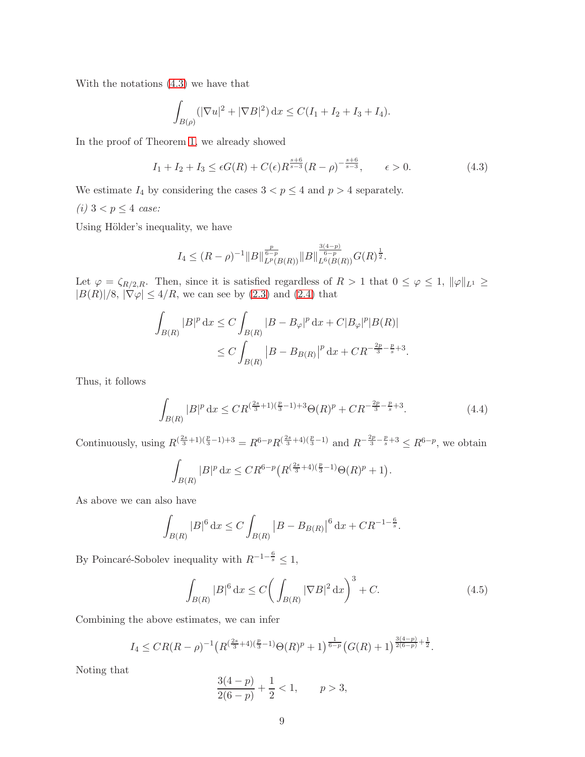With the notations (4.3) we have that

$$\int_{B(\rho)} (|\nabla u|^2 + |\nabla B|^2)\,\mathrm{d}x \le C(I_1 + I_2 + I_3 + I_4).$$

In the proof of Theorem 1, we already showed

$$I_1 + I_2 + I_3 \le \epsilon G(R) + C(\epsilon) R^{\frac{s+6}{s-3}} (R-\rho)^{-\frac{s+6}{s-3}}, \qquad \epsilon > 0. \tag{4.3}$$

We estimate $I_4$ by considering the cases $3 < p \le 4$ and $p > 4$ separately.

*(i) $3 < p \le 4$ case:*

Using Hölder's inequality, we have

$$I_4 \le (R-\rho)^{-1} \|B\|_{L^p(B(R))}^{\frac{p}{6-p}} \|B\|_{L^6(B(R))}^{\frac{3(4-p)}{6-p}} G(R)^{\frac{1}{2}}.$$

Let $\varphi = \zeta_{R/2,R}$. Then, since it is satisfied regardless of $R > 1$ that $0 \le \varphi \le 1$, $\|\varphi\|_{L^1} \ge |B(R)|/8$, $|\nabla \varphi| \le 4/R$, we can see by (2.3) and (2.4) that

$$\begin{aligned}
\int_{B(R)} |B|^p \,\mathrm{d}x &\le C \int_{B(R)} |B - B_\varphi|^p \,\mathrm{d}x + C|B_\varphi|^p |B(R)| \\
&\le C \int_{B(R)} \big|B - B_{B(R)}\big|^p \,\mathrm{d}x + C R^{-\frac{2p}{3} - \frac{p}{s} + 3}.
\end{aligned}$$

Thus, it follows

$$\int_{B(R)} |B|^p \,\mathrm{d}x \le C R^{(\frac{2s}{3}+1)(\frac{p}{3}-1)+3} \Theta(R)^p + C R^{-\frac{2p}{3} - \frac{p}{s} + 3}. \tag{4.4}$$

Continuously, using $R^{(\frac{2s}{3}+1)(\frac{p}{3}-1)+3} = R^{6-p} R^{(\frac{2s}{3}+4)(\frac{p}{3}-1)}$ and $R^{-\frac{2p}{3} - \frac{p}{s} + 3} \le R^{6-p}$, we obtain

$$\int_{B(R)} |B|^p \,\mathrm{d}x \le C R^{6-p} \big( R^{(\frac{2s}{3}+4)(\frac{p}{3}-1)} \Theta(R)^p + 1 \big).$$

As above we can also have

$$\int_{B(R)} |B|^6 \,\mathrm{d}x \le C \int_{B(R)} \big|B - B_{B(R)}\big|^6 \,\mathrm{d}x + C R^{-1-\frac{6}{s}}.$$

By Poincaré-Sobolev inequality with $R^{-1-\frac{6}{s}} \le 1$,

$$\int_{B(R)} |B|^6 \,\mathrm{d}x \le C \bigg( \int_{B(R)} |\nabla B|^2 \,\mathrm{d}x \bigg)^3 + C. \tag{4.5}$$

Combining the above estimates, we can infer

$$I_4 \le C R (R-\rho)^{-1} \big( R^{(\frac{2s}{3}+4)(\frac{p}{3}-1)} \Theta(R)^p + 1 \big)^{\frac{1}{6-p}} \big( G(R) + 1 \big)^{\frac{3(4-p)}{2(6-p)} + \frac{1}{2}}.$$

Noting that

$$\frac{3(4-p)}{2(6-p)} + \frac{1}{2} < 1, \qquad p > 3,$$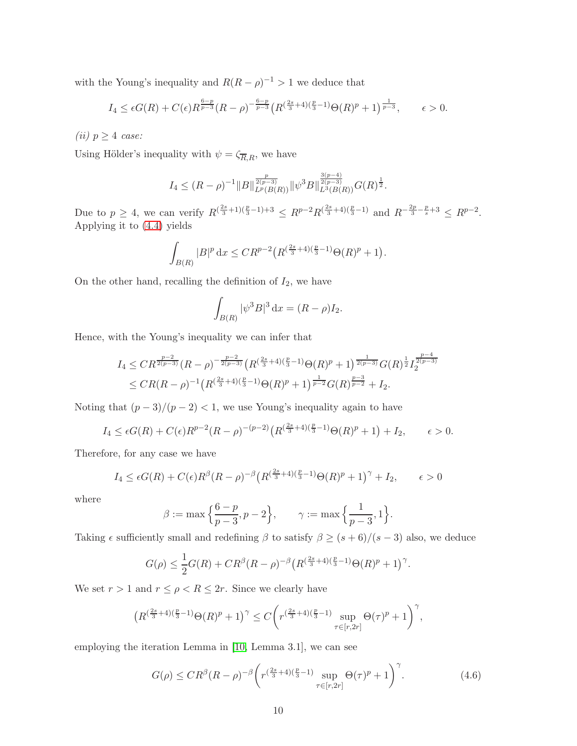with the Young's inequality and $R(R-\rho)^{-1} > 1$ we deduce that

$$I_4 \le \epsilon G(R) + C(\epsilon) R^{\frac{6-p}{p-3}} (R-\rho)^{-\frac{6-p}{p-3}} \big( R^{(\frac{2s}{3}+4)(\frac{p}{3}-1)} \Theta(R)^p + 1 \big)^{\frac{1}{p-3}}, \qquad \epsilon > 0.$$

*(ii) $p \ge 4$ case:*

Using Hölder's inequality with $\psi = \zeta_{\overline{R},R}$, we have

$$I_4 \le (R-\rho)^{-1} \|B\|_{L^p(B(R))}^{\frac{p}{2(p-3)}} \|\psi^3 B\|_{L^3(B(R))}^{\frac{3(p-4)}{2(p-3)}} G(R)^{\frac{1}{2}}.$$

Due to $p \ge 4$, we can verify $R^{(\frac{2s}{3}+1)(\frac{p}{3}-1)+3} \le R^{p-2} R^{(\frac{2s}{3}+4)(\frac{p}{3}-1)}$ and $R^{-\frac{2p}{3}-\frac{p}{s}+3} \le R^{p-2}$. Applying it to (4.4) yields

$$\int_{B(R)} |B|^p \,\mathrm{d}x \le C R^{p-2} \big( R^{(\frac{2s}{3}+4)(\frac{p}{3}-1)} \Theta(R)^p + 1 \big).$$

On the other hand, recalling the definition of $I_2$, we have

$$\int_{B(R)} |\psi^3 B|^3 \,\mathrm{d}x = (R-\rho) I_2.$$

Hence, with the Young's inequality we can infer that

$$\begin{aligned} I_4 &\le C R^{\frac{p-2}{2(p-3)}} (R-\rho)^{-\frac{p-2}{2(p-3)}} \big( R^{(\frac{2s}{3}+4)(\frac{p}{3}-1)} \Theta(R)^p + 1 \big)^{\frac{1}{2(p-3)}} G(R)^{\frac{1}{2}} I_2^{\frac{p-4}{2(p-3)}} \\ &\le C R (R-\rho)^{-1} \big( R^{(\frac{2s}{3}+4)(\frac{p}{3}-1)} \Theta(R)^p + 1 \big)^{\frac{1}{p-2}} G(R)^{\frac{p-3}{p-2}} + I_2. \end{aligned}$$

Noting that $(p-3)/(p-2) < 1$, we use Young's inequality again to have

$$I_4 \le \epsilon G(R) + C(\epsilon) R^{p-2} (R-\rho)^{-(p-2)} \big( R^{(\frac{2s}{3}+4)(\frac{p}{3}-1)} \Theta(R)^p + 1 \big) + I_2, \qquad \epsilon > 0.$$

Therefore, for any case we have

$$I_4 \le \epsilon G(R) + C(\epsilon) R^{\beta} (R-\rho)^{-\beta} \big( R^{(\frac{2s}{3}+4)(\frac{p}{3}-1)} \Theta(R)^p + 1 \big)^{\gamma} + I_2, \qquad \epsilon > 0$$

where

$$\beta := \max\Big\{ \frac{6-p}{p-3}, p-2 \Big\}, \qquad \gamma := \max\Big\{ \frac{1}{p-3}, 1 \Big\}.$$

Taking $\epsilon$ sufficiently small and redefining $\beta$ to satisfy $\beta \ge (s+6)/(s-3)$ also, we deduce

$$G(\rho) \le \frac{1}{2} G(R) + C R^{\beta} (R-\rho)^{-\beta} \big( R^{(\frac{2s}{3}+4)(\frac{p}{3}-1)} \Theta(R)^p + 1 \big)^{\gamma}.$$

We set $r > 1$ and $r \le \rho < R \le 2r$. Since we clearly have

$$\big( R^{(\frac{2s}{3}+4)(\frac{p}{3}-1)} \Theta(R)^p + 1 \big)^{\gamma} \le C \bigg( r^{(\frac{2s}{3}+4)(\frac{p}{3}-1)} \sup_{\tau \in [r,2r]} \Theta(\tau)^p + 1 \bigg)^{\gamma},$$

employing the iteration Lemma in [10, Lemma 3.1], we can see

$$G(\rho) \le C R^{\beta} (R-\rho)^{-\beta} \bigg( r^{(\frac{2s}{3}+4)(\frac{p}{3}-1)} \sup_{\tau \in [r,2r]} \Theta(\tau)^p + 1 \bigg)^{\gamma}. \tag{4.6}$$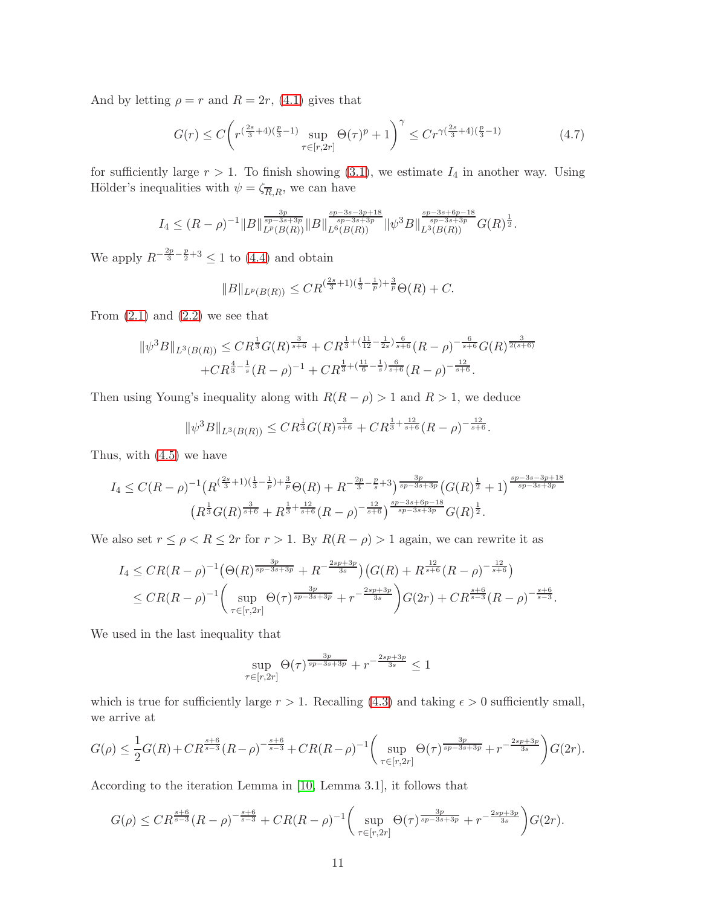And by letting $\rho = r$ and $R = 2r$, (4.1) gives that

$$G(r) \le C\bigg( r^{(\frac{2s}{3}+4)(\frac{p}{3}-1)} \sup_{\tau\in[r,2r]} \Theta(\tau)^p + 1\bigg)^\gamma \le C r^{\gamma(\frac{2s}{3}+4)(\frac{p}{3}-1)} \tag{4.7}$$

for sufficiently large $r > 1$. To finish showing (3.1), we estimate $I_4$ in another way. Using Hölder's inequalities with $\psi = \zeta_{\overline{R},R}$, we can have

$$I_4 \le (R-\rho)^{-1} \|B\|_{L^p(B(R))}^{\frac{3p}{sp-3s+3p}} \|B\|_{L^6(B(R))}^{\frac{sp-3s-3p+18}{sp-3s+3p}} \|\psi^3 B\|_{L^3(B(R))}^{\frac{sp-3s+6p-18}{sp-3s+3p}} G(R)^{\frac{1}{2}}.$$

We apply $R^{-\frac{2p}{3}-\frac{p}{2}+3} \le 1$ to (4.4) and obtain

$$\|B\|_{L^p(B(R))} \le C R^{(\frac{2s}{3}+1)(\frac{1}{3}-\frac{1}{p})+\frac{3}{p}} \Theta(R) + C.$$

From (2.1) and (2.2) we see that

$$\begin{aligned}\|\psi^3 B\|_{L^3(B(R))} \le\ & C R^{\frac{1}{3}} G(R)^{\frac{3}{s+6}} + C R^{\frac{1}{3}+(\frac{11}{12}-\frac{1}{2s})\frac{6}{s+6}} (R-\rho)^{-\frac{6}{s+6}} G(R)^{\frac{3}{2(s+6)}} \\ & + C R^{\frac{4}{3}-\frac{1}{s}} (R-\rho)^{-1} + C R^{\frac{1}{3}+(\frac{11}{6}-\frac{1}{s})\frac{6}{s+6}} (R-\rho)^{-\frac{12}{s+6}}.\end{aligned}$$

Then using Young's inequality along with $R(R-\rho) > 1$ and $R > 1$, we deduce

$$\|\psi^3 B\|_{L^3(B(R))} \le C R^{\frac{1}{3}} G(R)^{\frac{3}{s+6}} + C R^{\frac{1}{3}+\frac{12}{s+6}} (R-\rho)^{-\frac{12}{s+6}}.$$

Thus, with (4.5) we have

$$\begin{aligned} I_4 \le\ & C(R-\rho)^{-1} \big( R^{(\frac{2s}{3}+1)(\frac{1}{3}-\frac{1}{p})+\frac{3}{p}} \Theta(R) + R^{-\frac{2p}{3}-\frac{p}{s}+3} \big)^{\frac{3p}{sp-3s+3p}} \big( G(R)^{\frac{1}{2}} + 1 \big)^{\frac{sp-3s-3p+18}{sp-3s+3p}} \\ & \big( R^{\frac{1}{3}} G(R)^{\frac{3}{s+6}} + R^{\frac{1}{3}+\frac{12}{s+6}} (R-\rho)^{-\frac{12}{s+6}} \big)^{\frac{sp-3s+6p-18}{sp-3s+3p}} G(R)^{\frac{1}{2}}. \end{aligned}$$

We also set $r \le \rho < R \le 2r$ for $r > 1$. By $R(R-\rho) > 1$ again, we can rewrite it as

$$\begin{aligned} I_4 &\le C R (R-\rho)^{-1} \big( \Theta(R)^{\frac{3p}{sp-3s+3p}} + R^{-\frac{2sp+3p}{3s}} \big) \big( G(R) + R^{\frac{12}{s+6}} (R-\rho)^{-\frac{12}{s+6}} \big) \\ &\le C R (R-\rho)^{-1} \bigg( \sup_{\tau\in[r,2r]} \Theta(\tau)^{\frac{3p}{sp-3s+3p}} + r^{-\frac{2sp+3p}{3s}} \bigg) G(2r) + C R^{\frac{s+6}{s-3}} (R-\rho)^{-\frac{s+6}{s-3}}. \end{aligned}$$

We used in the last inequality that

$$\sup_{\tau\in[r,2r]} \Theta(\tau)^{\frac{3p}{sp-3s+3p}} + r^{-\frac{2sp+3p}{3s}} \le 1$$

which is true for sufficiently large $r > 1$. Recalling (4.3) and taking $\epsilon > 0$ sufficiently small, we arrive at

$$G(\rho) \le \frac{1}{2} G(R) + C R^{\frac{s+6}{s-3}} (R-\rho)^{-\frac{s+6}{s-3}} + C R (R-\rho)^{-1} \bigg( \sup_{\tau\in[r,2r]} \Theta(\tau)^{\frac{3p}{sp-3s+3p}} + r^{-\frac{2sp+3p}{3s}} \bigg) G(2r).$$

According to the iteration Lemma in [10, Lemma 3.1], it follows that

$$G(\rho) \le C R^{\frac{s+6}{s-3}} (R-\rho)^{-\frac{s+6}{s-3}} + C R (R-\rho)^{-1} \bigg( \sup_{\tau\in[r,2r]} \Theta(\tau)^{\frac{3p}{sp-3s+3p}} + r^{-\frac{2sp+3p}{3s}} \bigg) G(2r).$$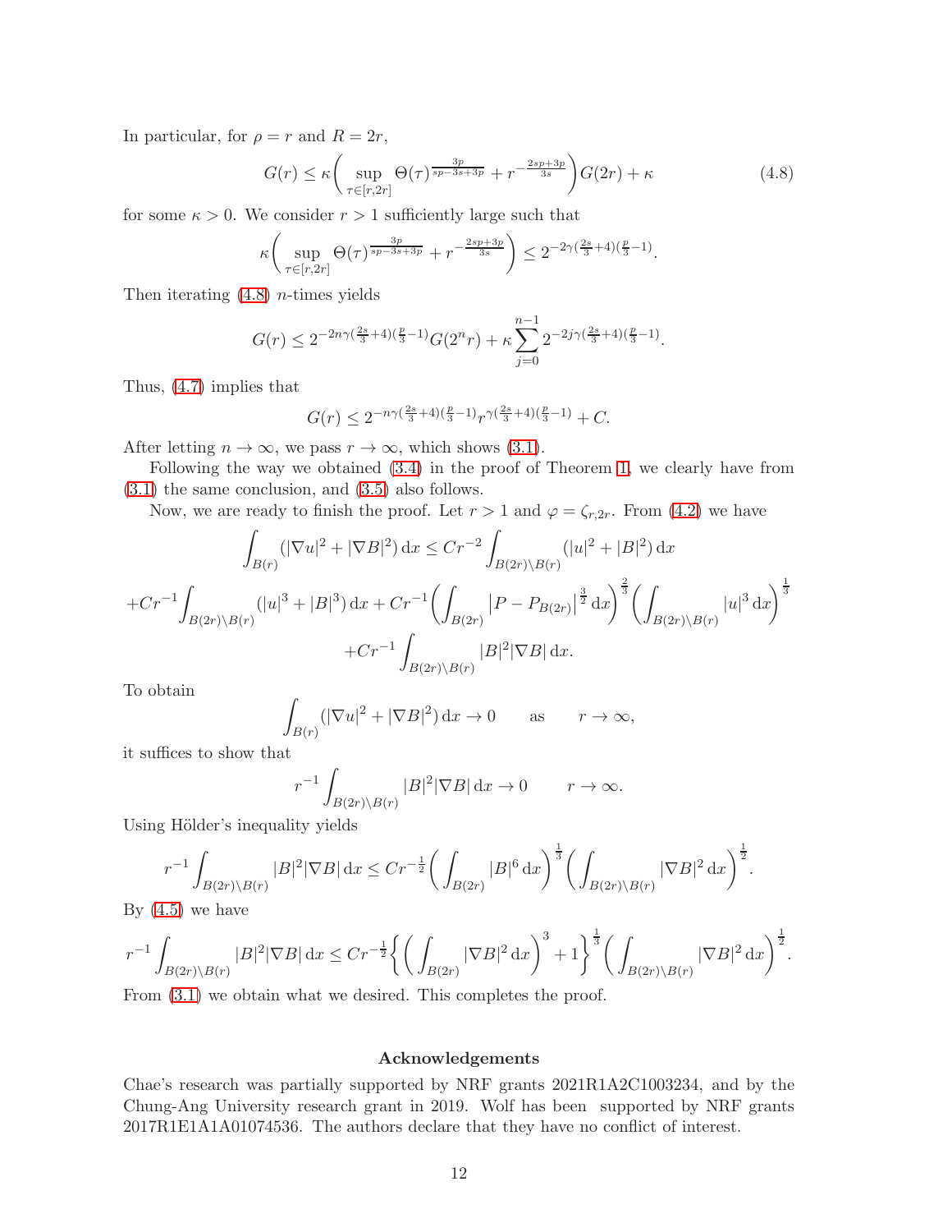In particular, for $\rho = r$ and $R = 2r$,

$$
G(r) \le \kappa \bigg( \sup_{\tau \in [r,2r]} \Theta(\tau)^{\frac{3p}{sp-3s+3p}} + r^{-\frac{2sp+3p}{3s}} \bigg) G(2r) + \kappa \tag{4.8}
$$

for some $\kappa > 0$. We consider $r > 1$ sufficiently large such that

$$
\kappa \bigg( \sup_{\tau \in [r,2r]} \Theta(\tau)^{\frac{3p}{sp-3s+3p}} + r^{-\frac{2sp+3p}{3s}} \bigg) \le 2^{-2\gamma(\frac{2s}{3}+4)(\frac{p}{3}-1)}.
$$

Then iterating (4.8) $n$-times yields

$$
G(r) \le 2^{-2n\gamma(\frac{2s}{3}+4)(\frac{p}{3}-1)} G(2^n r) + \kappa \sum_{j=0}^{n-1} 2^{-2j\gamma(\frac{2s}{3}+4)(\frac{p}{3}-1)}.
$$

Thus, (4.7) implies that

$$
G(r) \le 2^{-n\gamma(\frac{2s}{3}+4)(\frac{p}{3}-1)} r^{\gamma(\frac{2s}{3}+4)(\frac{p}{3}-1)} + C.
$$

After letting $n \to \infty$, we pass $r \to \infty$, which shows (3.1).

Following the way we obtained (3.4) in the proof of Theorem 1, we clearly have from (3.1) the same conclusion, and (3.5) also follows.

Now, we are ready to finish the proof. Let $r > 1$ and $\varphi = \zeta_{r,2r}$. From (4.2) we have

$$
\int_{B(r)} (|\nabla u|^2 + |\nabla B|^2)\, \mathrm{d}x \le Cr^{-2} \int_{B(2r)\setminus B(r)} (|u|^2 + |B|^2)\, \mathrm{d}x
$$

$$
+ Cr^{-1} \int_{B(2r)\setminus B(r)} (|u|^3 + |B|^3)\, \mathrm{d}x + Cr^{-1} \bigg( \int_{B(2r)} \big| P - P_{B(2r)} \big|^{\frac{3}{2}} \mathrm{d}x \bigg)^{\frac{2}{3}} \bigg( \int_{B(2r)\setminus B(r)} |u|^3\, \mathrm{d}x \bigg)^{\frac{1}{3}}
$$

$$
+ Cr^{-1} \int_{B(2r)\setminus B(r)} |B|^2 |\nabla B|\, \mathrm{d}x.
$$

To obtain

$$
\int_{B(r)} (|\nabla u|^2 + |\nabla B|^2)\, \mathrm{d}x \to 0 \qquad \text{as} \qquad r \to \infty,
$$

it suffices to show that

$$
r^{-1} \int_{B(2r)\setminus B(r)} |B|^2 |\nabla B|\, \mathrm{d}x \to 0 \qquad r \to \infty.
$$

Using Hölder's inequality yields

$$
r^{-1} \int_{B(2r)\setminus B(r)} |B|^2 |\nabla B|\, \mathrm{d}x \le Cr^{-\frac{1}{2}} \bigg( \int_{B(2r)} |B|^6\, \mathrm{d}x \bigg)^{\frac{1}{3}} \bigg( \int_{B(2r)\setminus B(r)} |\nabla B|^2\, \mathrm{d}x \bigg)^{\frac{1}{2}}.
$$

By (4.5) we have

$$
r^{-1} \int_{B(2r)\setminus B(r)} |B|^2 |\nabla B|\, \mathrm{d}x \le Cr^{-\frac{1}{2}} \bigg\{ \bigg( \int_{B(2r)} |\nabla B|^2\, \mathrm{d}x \bigg)^3 + 1 \bigg\}^{\frac{1}{3}} \bigg( \int_{B(2r)\setminus B(r)} |\nabla B|^2\, \mathrm{d}x \bigg)^{\frac{1}{2}}.
$$

From (3.1) we obtain what we desired. This completes the proof.

## Acknowledgements

Chae's research was partially supported by NRF grants 2021R1A2C1003234, and by the Chung-Ang University research grant in 2019. Wolf has been supported by NRF grants 2017R1E1A1A01074536. The authors declare that they have no conflict of interest.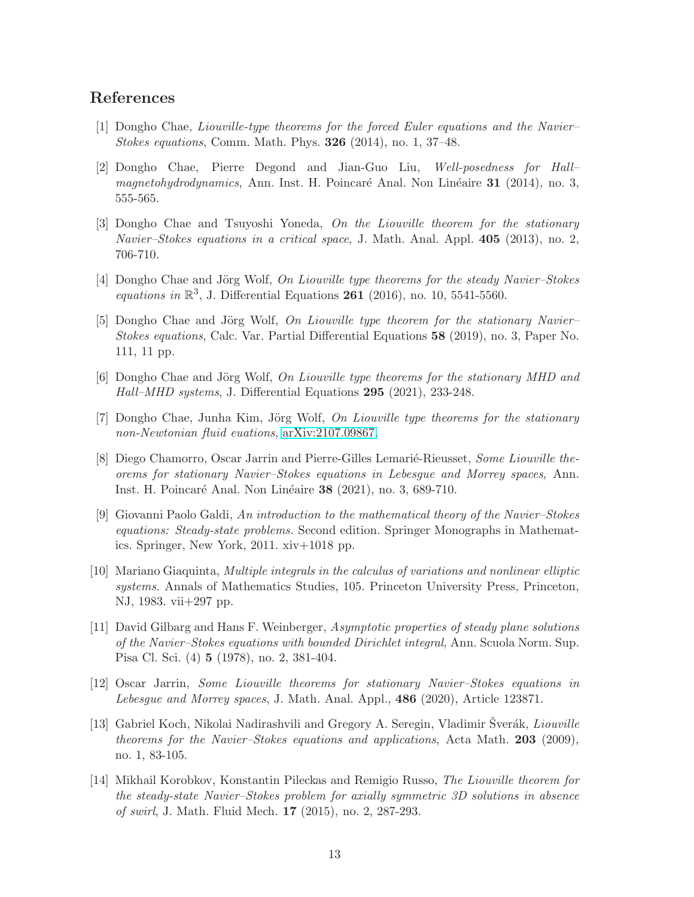## References

[1] Dongho Chae, *Liouville-type theorems for the forced Euler equations and the Navier–Stokes equations*, Comm. Math. Phys. **326** (2014), no. 1, 37–48.

[2] Dongho Chae, Pierre Degond and Jian-Guo Liu, *Well-posedness for Hall–magnetohydrodynamics*, Ann. Inst. H. Poincaré Anal. Non Linéaire **31** (2014), no. 3, 555-565.

[3] Dongho Chae and Tsuyoshi Yoneda, *On the Liouville theorem for the stationary Navier–Stokes equations in a critical space*, J. Math. Anal. Appl. **405** (2013), no. 2, 706-710.

[4] Dongho Chae and Jörg Wolf, *On Liouville type theorems for the steady Navier–Stokes equations in* $\mathbb{R}^3$, J. Differential Equations **261** (2016), no. 10, 5541-5560.

[5] Dongho Chae and Jörg Wolf, *On Liouville type theorem for the stationary Navier–Stokes equations*, Calc. Var. Partial Differential Equations **58** (2019), no. 3, Paper No. 111, 11 pp.

[6] Dongho Chae and Jörg Wolf, *On Liouville type theorems for the stationary MHD and Hall–MHD systems*, J. Differential Equations **295** (2021), 233-248.

[7] Dongho Chae, Junha Kim, Jörg Wolf, *On Liouville type theorems for the stationary non-Newtonian fluid euations*, arXiv:2107.09867.

[8] Diego Chamorro, Oscar Jarrin and Pierre-Gilles Lemarié-Rieusset, *Some Liouville theorems for stationary Navier–Stokes equations in Lebesgue and Morrey spaces*, Ann. Inst. H. Poincaré Anal. Non Linéaire **38** (2021), no. 3, 689-710.

[9] Giovanni Paolo Galdi, *An introduction to the mathematical theory of the Navier–Stokes equations: Steady-state problems.* Second edition. Springer Monographs in Mathematics. Springer, New York, 2011. xiv+1018 pp.

[10] Mariano Giaquinta, *Multiple integrals in the calculus of variations and nonlinear elliptic systems.* Annals of Mathematics Studies, 105. Princeton University Press, Princeton, NJ, 1983. vii+297 pp.

[11] David Gilbarg and Hans F. Weinberger, *Asymptotic properties of steady plane solutions of the Navier–Stokes equations with bounded Dirichlet integral*, Ann. Scuola Norm. Sup. Pisa Cl. Sci. (4) **5** (1978), no. 2, 381-404.

[12] Oscar Jarrin, *Some Liouville theorems for stationary Navier–Stokes equations in Lebesgue and Morrey spaces*, J. Math. Anal. Appl., **486** (2020), Article 123871.

[13] Gabriel Koch, Nikolai Nadirashvili and Gregory A. Seregin, Vladimir Šverák, *Liouville theorems for the Navier–Stokes equations and applications*, Acta Math. **203** (2009), no. 1, 83-105.

[14] Mikhail Korobkov, Konstantin Pileckas and Remigio Russo, *The Liouville theorem for the steady-state Navier–Stokes problem for axially symmetric 3D solutions in absence of swirl*, J. Math. Fluid Mech. **17** (2015), no. 2, 287-293.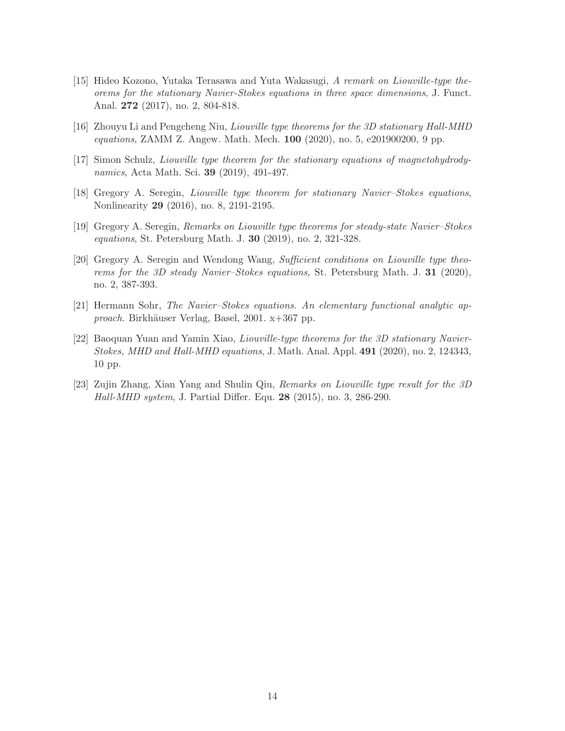[15] Hideo Kozono, Yutaka Terasawa and Yuta Wakasugi, *A remark on Liouville-type theorems for the stationary Navier-Stokes equations in three space dimensions*, J. Funct. Anal. **272** (2017), no. 2, 804-818.

[16] Zhouyu Li and Pengcheng Niu, *Liouville type theorems for the 3D stationary Hall-MHD equations*, ZAMM Z. Angew. Math. Mech. **100** (2020), no. 5, e201900200, 9 pp.

[17] Simon Schulz, *Liouville type theorem for the stationary equations of magnetohydrodynamics*, Acta Math. Sci. **39** (2019), 491-497.

[18] Gregory A. Seregin, *Liouville type theorem for stationary Navier–Stokes equations*, Nonlinearity **29** (2016), no. 8, 2191-2195.

[19] Gregory A. Seregin, *Remarks on Liouville type theorems for steady-state Navier–Stokes equations*, St. Petersburg Math. J. **30** (2019), no. 2, 321-328.

[20] Gregory A. Seregin and Wendong Wang, *Sufficient conditions on Liouville type theorems for the 3D steady Navier–Stokes equations*, St. Petersburg Math. J. **31** (2020), no. 2, 387-393.

[21] Hermann Sohr, *The Navier–Stokes equations. An elementary functional analytic approach.* Birkhäuser Verlag, Basel, 2001. x+367 pp.

[22] Baoquan Yuan and Yamin Xiao, *Liouville-type theorems for the 3D stationary Navier-Stokes, MHD and Hall-MHD equations*, J. Math. Anal. Appl. **491** (2020), no. 2, 124343, 10 pp.

[23] Zujin Zhang, Xian Yang and Shulin Qiu, *Remarks on Liouville type result for the 3D Hall-MHD system*, J. Partial Differ. Equ. **28** (2015), no. 3, 286-290.